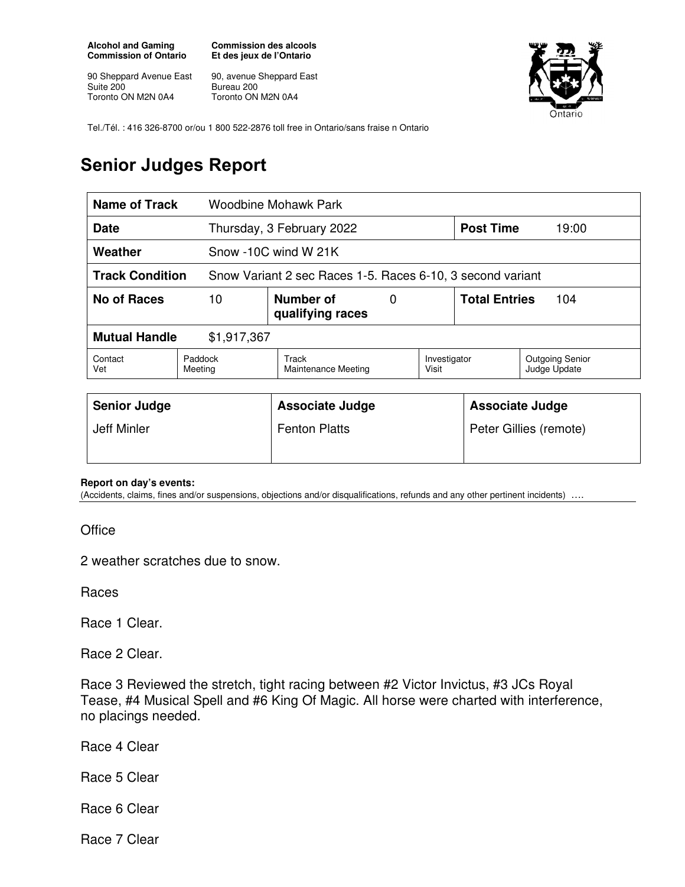**Alcohol and Gaming Commission of Ontario**

**Commission des alcools Et des jeux de l'Ontario**

90 Sheppard Avenue East
Suite 200
Toronto ON M2N 0A4

90, avenue Sheppard East
Bureau 200
Toronto ON M2N 0A4

Tel./Tél. : 416 326-8700 or/ou 1 800 522-2876 toll free in Ontario/sans fraise n Ontario

# Senior Judges Report

| **Name of Track** | Woodbine Mohawk Park | | |
|---|---|---|---|
| **Date** | Thursday, 3 February 2022 | **Post Time** | 19:00 |
| **Weather** | Snow -10C wind W 21K | | |
| **Track Condition** | Snow Variant 2 sec Races 1-5. Races 6-10, 3 second variant | | |
| **No of Races** | 10 | **Number of qualifying races** 0 | **Total Entries** 104 |
| **Mutual Handle** | $1,917,367 | | |

| Contact Vet | Paddock Meeting | Track Maintenance Meeting | Investigator Visit | Outgoing Senior Judge Update |
|---|---|---|---|---|

| **Senior Judge** | **Associate Judge** | **Associate Judge** |
|---|---|---|
| Jeff Minler | Fenton Platts | Peter Gillies (remote) |

**Report on day's events:**
(Accidents, claims, fines and/or suspensions, objections and/or disqualifications, refunds and any other pertinent incidents) ….

Office

2 weather scratches due to snow.

Races

Race 1 Clear.

Race 2 Clear.

Race 3 Reviewed the stretch, tight racing between #2 Victor Invictus, #3 JCs Royal Tease, #4 Musical Spell and #6 King Of Magic. All horse were charted with interference, no placings needed.

Race 4 Clear

Race 5 Clear

Race 6 Clear

Race 7 Clear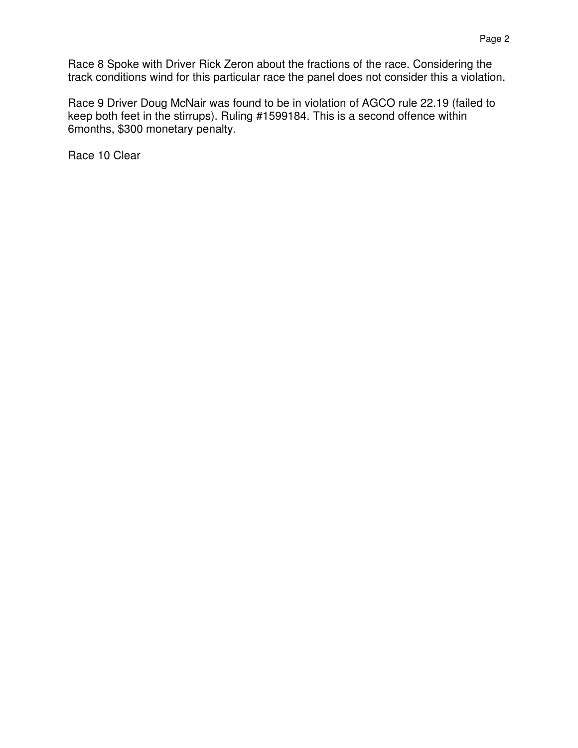Race 8 Spoke with Driver Rick Zeron about the fractions of the race. Considering the track conditions wind for this particular race the panel does not consider this a violation.

Race 9 Driver Doug McNair was found to be in violation of AGCO rule 22.19 (failed to keep both feet in the stirrups). Ruling #1599184. This is a second offence within 6months, $300 monetary penalty.

Race 10 Clear